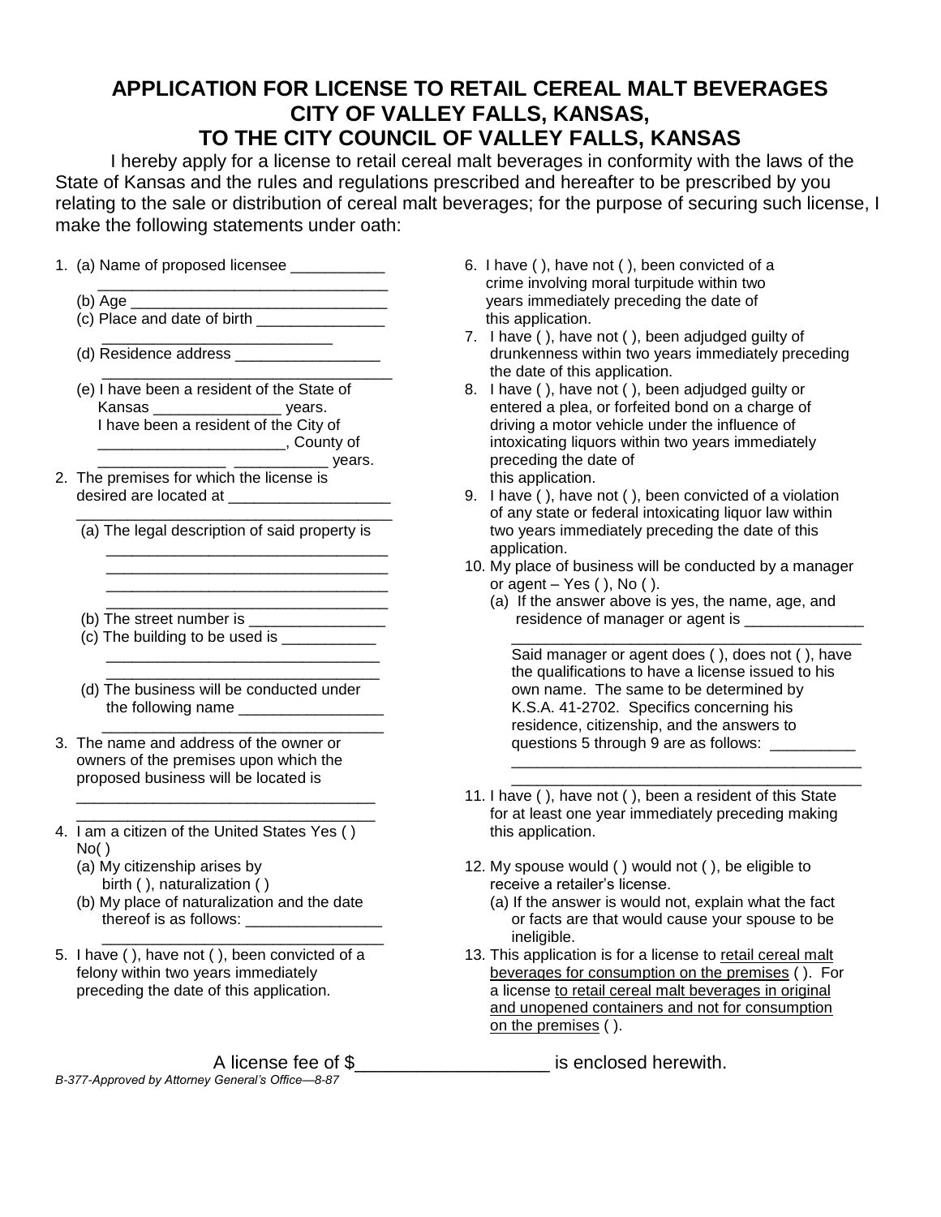# APPLICATION FOR LICENSE TO RETAIL CEREAL MALT BEVERAGES
# CITY OF VALLEY FALLS, KANSAS,
# TO THE CITY COUNCIL OF VALLEY FALLS, KANSAS

I hereby apply for a license to retail cereal malt beverages in conformity with the laws of the State of Kansas and the rules and regulations prescribed and hereafter to be prescribed by you relating to the sale or distribution of cereal malt beverages; for the purpose of securing such license, I make the following statements under oath:

1. (a) Name of proposed licensee ___________ __________________________________
   (b) Age __________________________________
   (c) Place and date of birth _______________ ____________________________
   (d) Residence address _________________ ___________________________________
   (e) I have been a resident of the State of Kansas _______________ years. I have been a resident of the City of ______________________, County of _______________ ___________ years.
2. The premises for which the license is desired are located at ___________________ ______________________________________
   (a) The legal description of said property is _________________________________ _________________________________ _________________________________ _________________________________
   (b) The street number is ________________
   (c) The building to be used is ___________ ________________________________ ________________________________
   (d) The business will be conducted under the following name _________________ _________________________________
3. The name and address of the owner or owners of the premises upon which the proposed business will be located is ____________________________________ ____________________________________
4. I am a citizen of the United States Yes ( ) No( )
   (a) My citizenship arises by birth ( ), naturalization ( )
   (b) My place of naturalization and the date thereof is as follows: ________________ _________________________________
5. I have ( ), have not ( ), been convicted of a felony within two years immediately preceding the date of this application.
6. I have ( ), have not ( ), been convicted of a crime involving moral turpitude within two years immediately preceding the date of this application.
7. I have ( ), have not ( ), been adjudged guilty of drunkenness within two years immediately preceding the date of this application.
8. I have ( ), have not ( ), been adjudged guilty or entered a plea, or forfeited bond on a charge of driving a motor vehicle under the influence of intoxicating liquors within two years immediately preceding the date of this application.
9. I have ( ), have not ( ), been convicted of a violation of any state or federal intoxicating liquor law within two years immediately preceding the date of this application.
10. My place of business will be conducted by a manager or agent – Yes ( ), No ( ).
    (a) If the answer above is yes, the name, age, and residence of manager or agent is ______________ __________________________________________
    Said manager or agent does ( ), does not ( ), have the qualifications to have a license issued to his own name. The same to be determined by K.S.A. 41-2702. Specifics concerning his residence, citizenship, and the answers to questions 5 through 9 are as follows: __________ __________________________________________ __________________________________________
11. I have ( ), have not ( ), been a resident of this State for at least one year immediately preceding making this application.
12. My spouse would ( ) would not ( ), be eligible to receive a retailer's license.
    (a) If the answer is would not, explain what the fact or facts are that would cause your spouse to be ineligible.
13. This application is for a license to <u>retail cereal malt beverages for consumption on the premises</u> ( ). For a license <u>to retail cereal malt beverages in original and unopened containers and not for consumption on the premises</u> ( ).

A license fee of $__________________ is enclosed herewith.

*B-377-Approved by Attorney General's Office—8-87*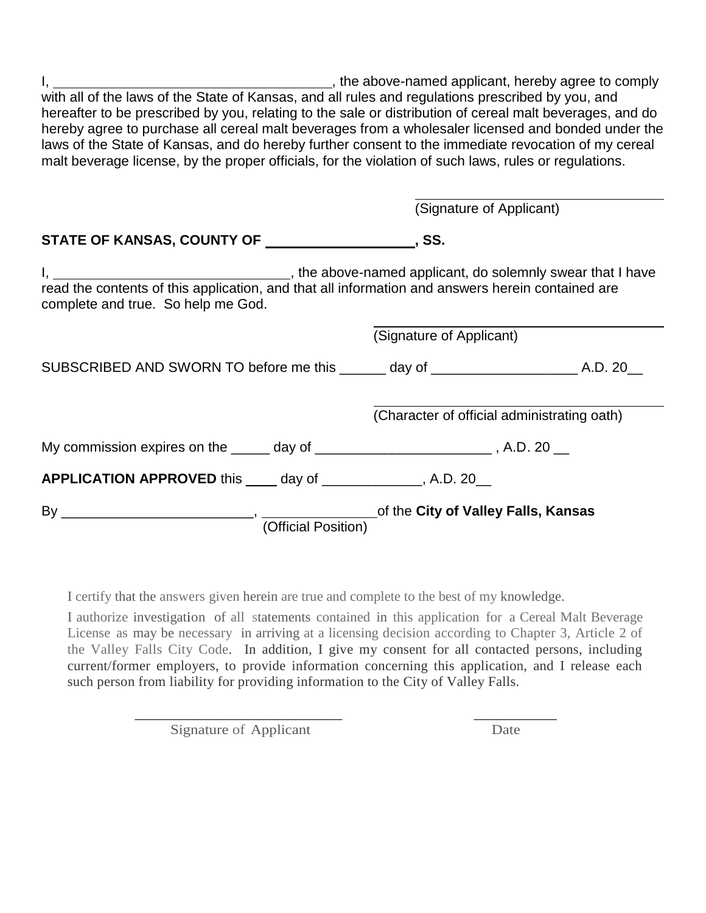I, ___________________________________, the above-named applicant, hereby agree to comply with all of the laws of the State of Kansas, and all rules and regulations prescribed by you, and hereafter to be prescribed by you, relating to the sale or distribution of cereal malt beverages, and do hereby agree to purchase all cereal malt beverages from a wholesaler licensed and bonded under the laws of the State of Kansas, and do hereby further consent to the immediate revocation of my cereal malt beverage license, by the proper officials, for the violation of such laws, rules or regulations.

_______________________________
(Signature of Applicant)

**STATE OF KANSAS, COUNTY OF ___________________, SS.**

I, ______________________________, the above-named applicant, do solemnly swear that I have read the contents of this application, and that all information and answers herein contained are complete and true. So help me God.

_______________________________
(Signature of Applicant)

SUBSCRIBED AND SWORN TO before me this ______ day of ___________________ A.D. 20__

_______________________________
(Character of official administrating oath)

My commission expires on the _____ day of ______________________ , A.D. 20 __

**APPLICATION APPROVED** this ____ day of _____________, A.D. 20__

By ________________________, ______________ of the **City of Valley Falls, Kansas**
(Official Position)

I certify that the answers given herein are true and complete to the best of my knowledge.

I authorize investigation of all statements contained in this application for a Cereal Malt Beverage License as may be necessary in arriving at a licensing decision according to Chapter 3, Article 2 of the Valley Falls City Code. In addition, I give my consent for all contacted persons, including current/former employers, to provide information concerning this application, and I release each such person from liability for providing information to the City of Valley Falls.

___________________________ ___________
Signature of Applicant Date